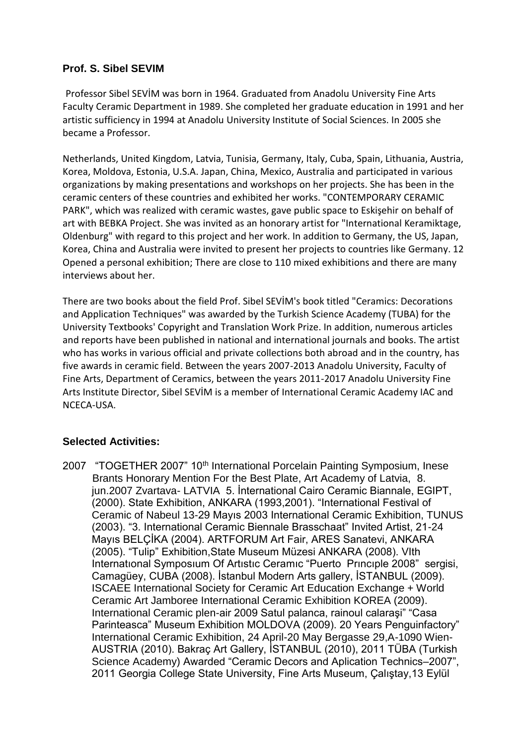## Prof. S. Sibel SEVIM

Professor Sibel SEVİM was born in 1964. Graduated from Anadolu University Fine Arts Faculty Ceramic Department in 1989. She completed her graduate education in 1991 and her artistic sufficiency in 1994 at Anadolu University Institute of Social Sciences. In 2005 she became a Professor.

Netherlands, United Kingdom, Latvia, Tunisia, Germany, Italy, Cuba, Spain, Lithuania, Austria, Korea, Moldova, Estonia, U.S.A. Japan, China, Mexico, Australia and participated in various organizations by making presentations and workshops on her projects. She has been in the ceramic centers of these countries and exhibited her works. "CONTEMPORARY CERAMIC PARK", which was realized with ceramic wastes, gave public space to Eskişehir on behalf of art with BEBKA Project. She was invited as an honorary artist for "International Keramiktage, Oldenburg" with regard to this project and her work. In addition to Germany, the US, Japan, Korea, China and Australia were invited to present her projects to countries like Germany. 12 Opened a personal exhibition; There are close to 110 mixed exhibitions and there are many interviews about her.

There are two books about the field Prof. Sibel SEVİM's book titled "Ceramics: Decorations and Application Techniques" was awarded by the Turkish Science Academy (TUBA) for the University Textbooks' Copyright and Translation Work Prize. In addition, numerous articles and reports have been published in national and international journals and books. The artist who has works in various official and private collections both abroad and in the country, has five awards in ceramic field. Between the years 2007-2013 Anadolu University, Faculty of Fine Arts, Department of Ceramics, between the years 2011-2017 Anadolu University Fine Arts Institute Director, Sibel SEVİM is a member of International Ceramic Academy IAC and NCECA-USA.

### Selected Activities:

2007 "TOGETHER 2007" 10th International Porcelain Painting Symposium, Inese Brants Honorary Mention For the Best Plate, Art Academy of Latvia, 8. jun.2007 Zvartava- LATVIA 5. İnternational Cairo Ceramic Biannale, EGIPT, (2000). State Exhibition, ANKARA (1993,2001). "International Festival of Ceramic of Nabeul 13-29 Mayıs 2003 International Ceramic Exhibition, TUNUS (2003). "3. International Ceramic Biennale Brasschaat" Invited Artist, 21-24 Mayıs BELÇİKA (2004). ARTFORUM Art Fair, ARES Sanatevi, ANKARA (2005). "Tulip" Exhibition,State Museum Müzesi ANKARA (2008). VIth Internatıonal Symposıum Of Artıstıc Ceramıc "Puerto Prıncıple 2008" sergisi, Camagüey, CUBA (2008). İstanbul Modern Arts gallery, İSTANBUL (2009). ISCAEE International Society for Ceramic Art Education Exchange + World Ceramic Art Jamboree International Ceramic Exhibition KOREA (2009). International Ceramic plen-air 2009 Satul palanca, rainoul calaraşi" "Casa Parinteasca" Museum Exhibition MOLDOVA (2009). 20 Years Penguinfactory" International Ceramic Exhibition, 24 April-20 May Bergasse 29,A-1090 Wien- AUSTRIA (2010). Bakraç Art Gallery, İSTANBUL (2010), 2011 TÜBA (Turkish Science Academy) Awarded "Ceramic Decors and Aplication Technics–2007", 2011 Georgia College State University, Fine Arts Museum, Çalıştay,13 Eylül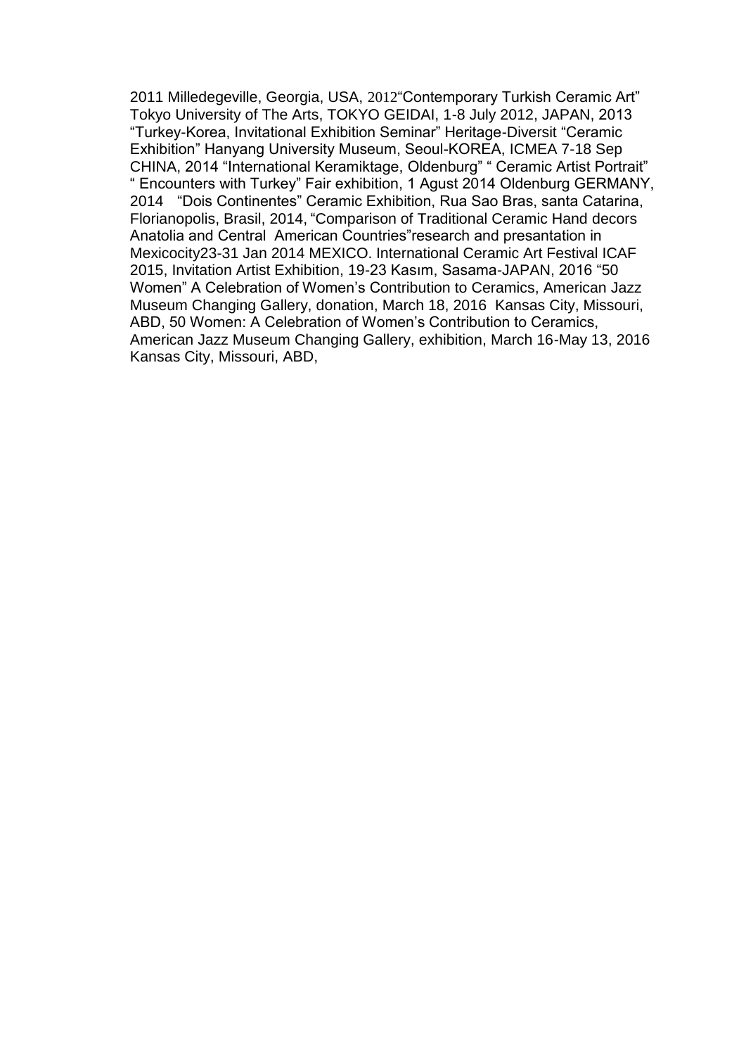2011 Milledegeville, Georgia, USA, 2012"Contemporary Turkish Ceramic Art" Tokyo University of The Arts, TOKYO GEIDAI, 1-8 July 2012, JAPAN, 2013 "Turkey-Korea, Invitational Exhibition Seminar" Heritage-Diversit "Ceramic Exhibition" Hanyang University Museum, Seoul-KOREA, ICMEA 7-18 Sep CHINA, 2014 "International Keramiktage, Oldenburg" " Ceramic Artist Portrait" " Encounters with Turkey" Fair exhibition, 1 Agust 2014 Oldenburg GERMANY, 2014 "Dois Continentes" Ceramic Exhibition, Rua Sao Bras, santa Catarina, Florianopolis, Brasil, 2014, "Comparison of Traditional Ceramic Hand decors Anatolia and Central American Countries"research and presantation in Mexicocity23-31 Jan 2014 MEXICO. International Ceramic Art Festival ICAF 2015, Invitation Artist Exhibition, 19-23 Kasım, Sasama-JAPAN, 2016 "50 Women" A Celebration of Women's Contribution to Ceramics, American Jazz Museum Changing Gallery, donation, March 18, 2016 Kansas City, Missouri, ABD, 50 Women: A Celebration of Women's Contribution to Ceramics, American Jazz Museum Changing Gallery, exhibition, March 16-May 13, 2016 Kansas City, Missouri, ABD,